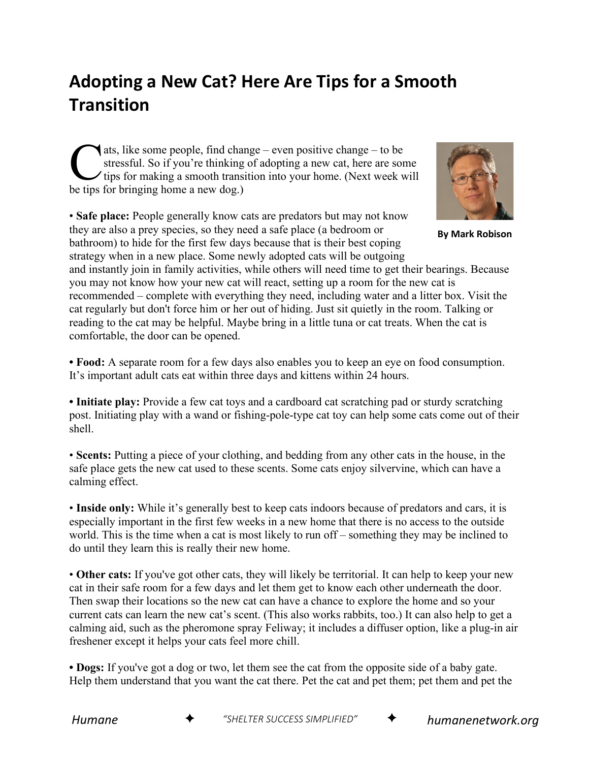# Adopting a New Cat? Here Are Tips for a Smooth Transition

By Mark Robison

Cats, like some people, find change – even positive change – to be stressful. So if you're thinking of adopting a new cat, here are some tips for making a smooth transition into your home. (Next week will be tips for bringing home a new dog.)

• **Safe place:** People generally know cats are predators but may not know they are also a prey species, so they need a safe place (a bedroom or bathroom) to hide for the first few days because that is their best coping strategy when in a new place. Some newly adopted cats will be outgoing and instantly join in family activities, while others will need time to get their bearings. Because you may not know how your new cat will react, setting up a room for the new cat is recommended – complete with everything they need, including water and a litter box. Visit the cat regularly but don't force him or her out of hiding. Just sit quietly in the room. Talking or reading to the cat may be helpful. Maybe bring in a little tuna or cat treats. When the cat is comfortable, the door can be opened.

• **Food:** A separate room for a few days also enables you to keep an eye on food consumption. It's important adult cats eat within three days and kittens within 24 hours.

• **Initiate play:** Provide a few cat toys and a cardboard cat scratching pad or sturdy scratching post. Initiating play with a wand or fishing-pole-type cat toy can help some cats come out of their shell.

• **Scents:** Putting a piece of your clothing, and bedding from any other cats in the house, in the safe place gets the new cat used to these scents. Some cats enjoy silvervine, which can have a calming effect.

• **Inside only:** While it's generally best to keep cats indoors because of predators and cars, it is especially important in the first few weeks in a new home that there is no access to the outside world. This is the time when a cat is most likely to run off – something they may be inclined to do until they learn this is really their new home.

• **Other cats:** If you've got other cats, they will likely be territorial. It can help to keep your new cat in their safe room for a few days and let them get to know each other underneath the door. Then swap their locations so the new cat can have a chance to explore the home and so your current cats can learn the new cat's scent. (This also works rabbits, too.) It can also help to get a calming aid, such as the pheromone spray Feliway; it includes a diffuser option, like a plug-in air freshener except it helps your cats feel more chill.

• **Dogs:** If you've got a dog or two, let them see the cat from the opposite side of a baby gate. Help them understand that you want the cat there. Pet the cat and pet them; pet them and pet the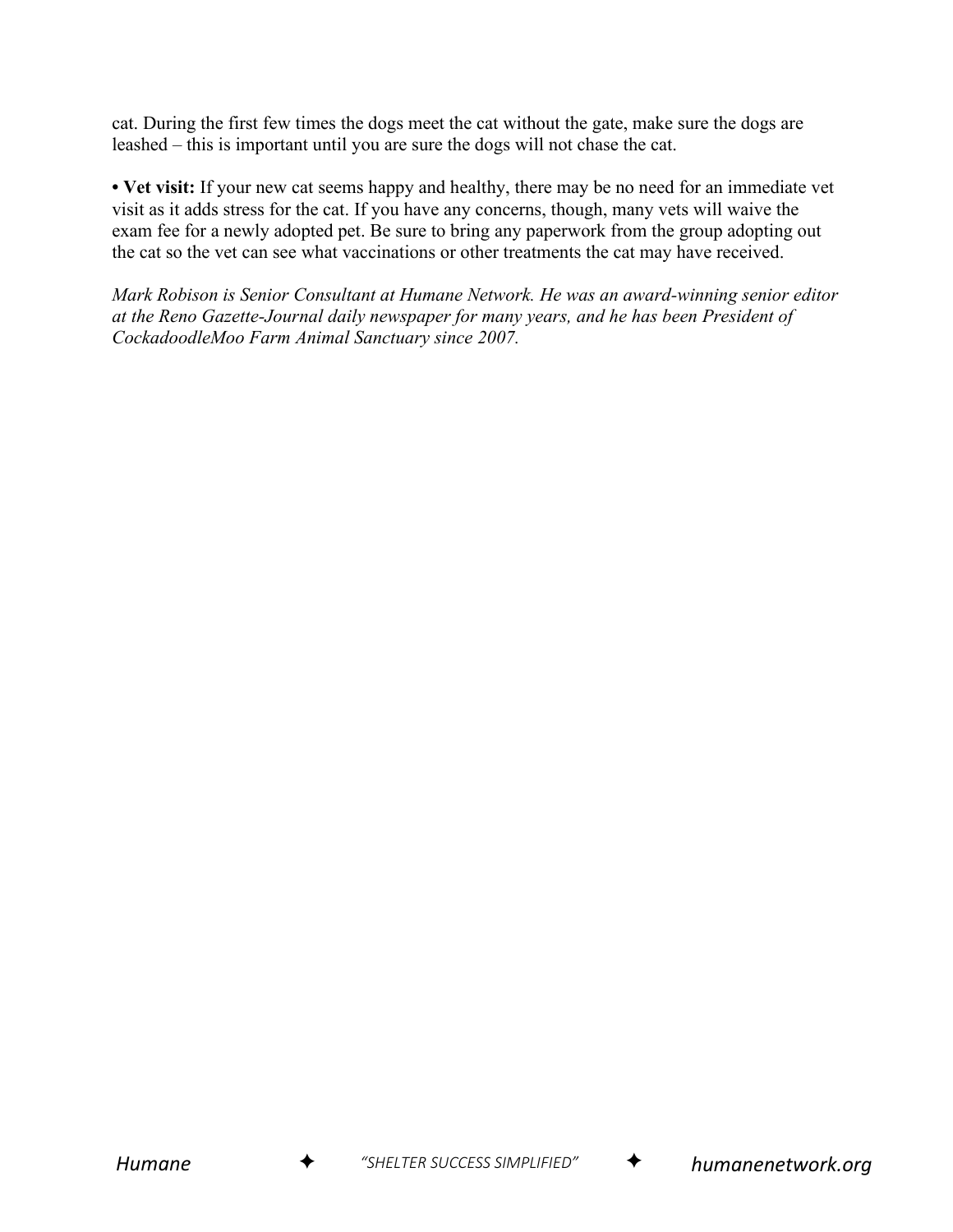cat. During the first few times the dogs meet the cat without the gate, make sure the dogs are leashed – this is important until you are sure the dogs will not chase the cat.

• **Vet visit:** If your new cat seems happy and healthy, there may be no need for an immediate vet visit as it adds stress for the cat. If you have any concerns, though, many vets will waive the exam fee for a newly adopted pet. Be sure to bring any paperwork from the group adopting out the cat so the vet can see what vaccinations or other treatments the cat may have received.

*Mark Robison is Senior Consultant at Humane Network. He was an award-winning senior editor at the Reno Gazette-Journal daily newspaper for many years, and he has been President of CockadoodleMoo Farm Animal Sanctuary since 2007.*